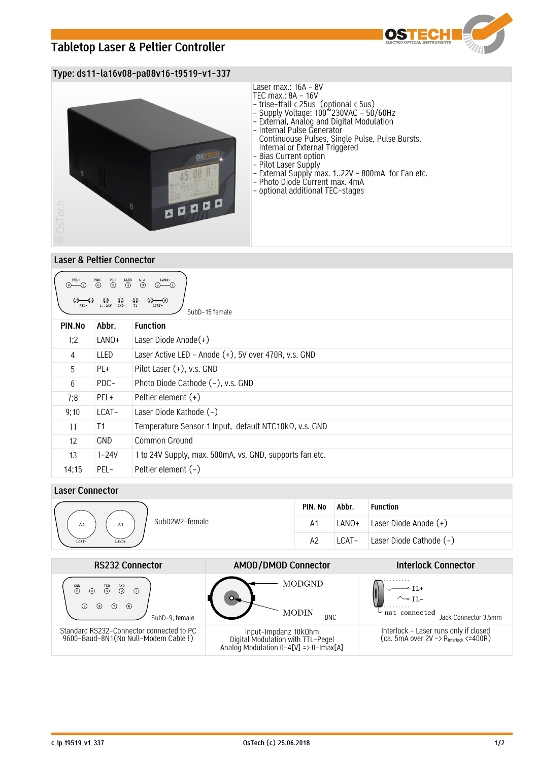# Tabletop Laser & Peltier Controller

## Type: ds11-la16v08-pa08v16-t9519-v1-337

- Laser max.: 16A – 8V
- TEC max.: 8A – 16V
- trise-tfall < 25us (optional < 5us)
- Supply Voltage: 100~230VAC – 50/60Hz
- External, Analog and Digital Modulation
- Internal Pulse Generator
  Continuouse Pulses, Single Pulse, Pulse Bursts,
  Internal or External Triggered
- Bias Current option
- Pilot Laser Supply
- External Supply max. 1..22V – 800mA for Fan etc.
- Photo Diode Current max. 4mA
- optional additional TEC-stages

## Laser & Peltier Connector

SubD-15 female

| PIN.No | Abbr. | Function |
|---|---|---|
| 1;2 | LANO+ | Laser Diode Anode(+) |
| 4 | LLED | Laser Active LED – Anode (+), 5V over 470R, v.s. GND |
| 5 | PL+ | Pilot Laser (+), v.s. GND |
| 6 | PDC- | Photo Diode Cathode (-), v.s. GND |
| 7;8 | PEL+ | Peltier element (+) |
| 9;10 | LCAT- | Laser Diode Kathode (-) |
| 11 | T1 | Temperature Sensor 1 Input, default NTC10kΩ, v.s. GND |
| 12 | GND | Common Ground |
| 13 | 1-24V | 1 to 24V Supply, max. 500mA, vs. GND, supports fan etc. |
| 14;15 | PEL- | Peltier element (-) |

## Laser Connector

SubD2W2-female

| PIN. No | Abbr. | Function |
|---|---|---|
| A1 | LANO+ | Laser Diode Anode (+) |
| A2 | LCAT- | Laser Diode Cathode (-) |

| RS232 Connector | AMOD/DMOD Connector | Interlock Connector |
|---|---|---|
| SubD-9, female | BNC (MODGND, MODIN) | Jack Connector 3.5mm (IL+, IL-, not connected) |
| Standard RS232-Connector connected to PC 9600-Baud-8N1(No Null-Modem Cable !) | Input-Impdanz 10kOhm Digital Modulation with TTL-Pegel Analog Modulation 0-4[V] => 0-Imax[A] | Interlock – Laser runs only if closed (ca. 5mA over 2V -> $R_{Interlock}$ <=400R) |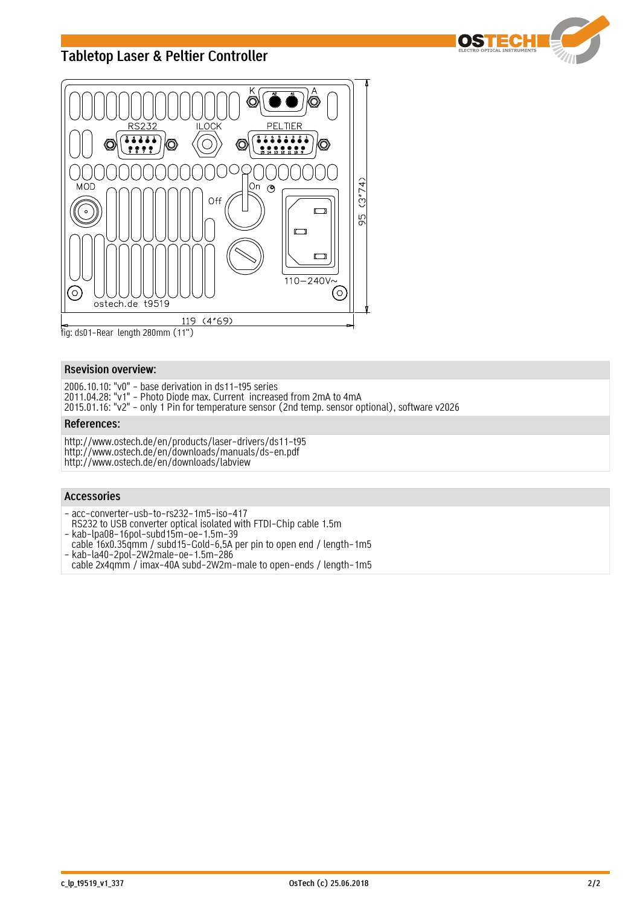## Tabletop Laser & Peltier Controller

K A

RS232 ILOCK PELTIER

MOD On Off

110−240V~

ostech.de t9519

95 (3"74)

119 (4"69)

fig: ds01-Rear length 280mm (11")

### Rsevision overview:

2006.10.10: "v0" - base derivation in ds11-t95 series
2011.04.28: "v1" - Photo Diode max. Current increased from 2mA to 4mA
2015.01.16: "v2" - only 1 Pin for temperature sensor (2nd temp. sensor optional), software v2026

### References:

http://www.ostech.de/en/products/laser-drivers/ds11-t95
http://www.ostech.de/en/downloads/manuals/ds-en.pdf
http://www.ostech.de/en/downloads/labview

### Accessories

- acc-converter-usb-to-rs232-1m5-iso-417
  RS232 to USB converter optical isolated with FTDI-Chip cable 1.5m
- kab-lpa08-16pol-subd15m-oe-1.5m-39
  cable 16x0.35qmm / subd15-Gold-6,5A per pin to open end / length-1m5
- kab-la40-2pol-2W2male-oe-1.5m-286
  cable 2x4qmm / imax-40A subd-2W2m-male to open-ends / length-1m5

c_lp_t9519_v1_337 OsTech (c) 25.06.2018